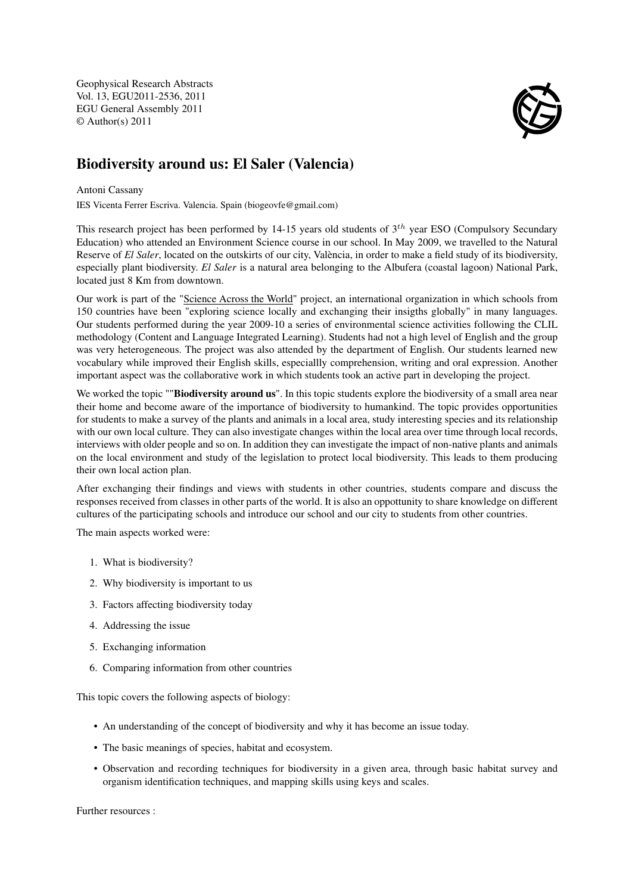Geophysical Research Abstracts
Vol. 13, EGU2011-2536, 2011
EGU General Assembly 2011
© Author(s) 2011

# Biodiversity around us: El Saler (Valencia)

Antoni Cassany

IES Vicenta Ferrer Escriva. Valencia. Spain (biogeovfe@gmail.com)

This research project has been performed by 14-15 years old students of $3^{th}$ year ESO (Compulsory Secundary Education) who attended an Environment Science course in our school. In May 2009, we travelled to the Natural Reserve of *El Saler*, located on the outskirts of our city, València, in order to make a field study of its biodiversity, especially plant biodiversity. *El Saler* is a natural area belonging to the Albufera (coastal lagoon) National Park, located just 8 Km from downtown.

Our work is part of the "Science Across the World" project, an international organization in which schools from 150 countries have been "exploring science locally and exchanging their insigths globally" in many languages. Our students performed during the year 2009-10 a series of environmental science activities following the CLIL methodology (Content and Language Integrated Learning). Students had not a high level of English and the group was very heterogeneous. The project was also attended by the department of English. Our students learned new vocabulary while improved their English skills, especiallly comprehension, writing and oral expression. Another important aspect was the collaborative work in which students took an active part in developing the project.

We worked the topic ""**Biodiversity around us**". In this topic students explore the biodiversity of a small area near their home and become aware of the importance of biodiversity to humankind. The topic provides opportunities for students to make a survey of the plants and animals in a local area, study interesting species and its relationship with our own local culture. They can also investigate changes within the local area over time through local records, interviews with older people and so on. In addition they can investigate the impact of non-native plants and animals on the local environment and study of the legislation to protect local biodiversity. This leads to them producing their own local action plan.

After exchanging their findings and views with students in other countries, students compare and discuss the responses received from classes in other parts of the world. It is also an oppottunity to share knowledge on different cultures of the participating schools and introduce our school and our city to students from other countries.

The main aspects worked were:

1. What is biodiversity?
2. Why biodiversity is important to us
3. Factors affecting biodiversity today
4. Addressing the issue
5. Exchanging information
6. Comparing information from other countries

This topic covers the following aspects of biology:

- An understanding of the concept of biodiversity and why it has become an issue today.
- The basic meanings of species, habitat and ecosystem.
- Observation and recording techniques for biodiversity in a given area, through basic habitat survey and organism identification techniques, and mapping skills using keys and scales.

Further resources :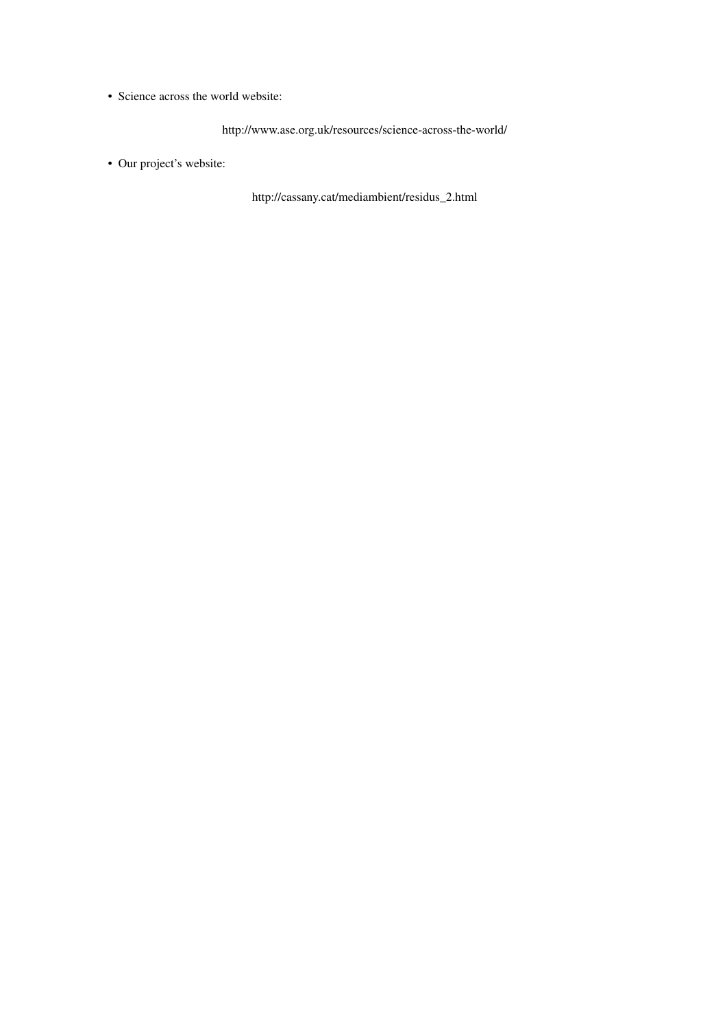- Science across the world website:

  http://www.ase.org.uk/resources/science-across-the-world/

- Our project's website:

  http://cassany.cat/mediambient/residus_2.html